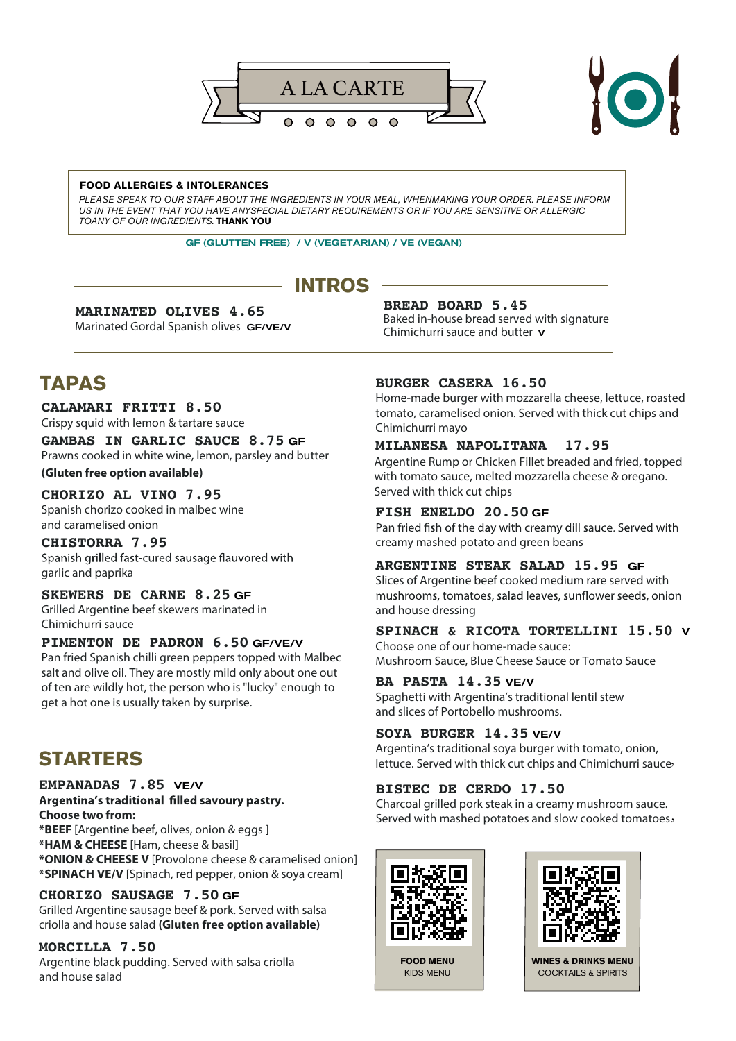# A LA CARTE

**FOOD ALLERGIES & INTOLERANCES**

*PLEASE SPEAK TO OUR STAFF ABOUT THE INGREDIENTS IN YOUR MEAL, WHENMAKING YOUR ORDER. PLEASE INFORM US IN THE EVENT THAT YOU HAVE ANYSPECIAL DIETARY REQUIREMENTS OR IF YOU ARE SENSITIVE OR ALLERGIC TOANY OF OUR INGREDIENTS.* **THANK YOU**

GF (GLUTEN FREE) / V (VEGETARIAN) / VE (VEGAN)

## INTROS

**MARINATED OLIVES 4.65**
Marinated Gordal Spanish olives **GF/VE/V**

**BREAD BOARD 5.45**
Baked in-house bread served with signature Chimichurri sauce and butter **V**

## TAPAS

**CALAMARI FRITTI 8.50**
Crispy squid with lemon & tartare sauce

**GAMBAS IN GARLIC SAUCE 8.75 GF**
Prawns cooked in white wine, lemon, parsley and butter
**(Gluten free option available)**

**CHORIZO AL VINO 7.95**
Spanish chorizo cooked in malbec wine and caramelised onion

**CHISTORRA 7.95**
Spanish grilled fast-cured sausage flauvored with garlic and paprika

**SKEWERS DE CARNE 8.25 GF**
Grilled Argentine beef skewers marinated in Chimichurri sauce

**PIMENTON DE PADRON 6.50 GF/VE/V**
Pan fried Spanish chilli green peppers topped with Malbec salt and olive oil. They are mostly mild only about one out of ten are wildly hot, the person who is "lucky" enough to get a hot one is usually taken by surprise.

## STARTERS

**EMPANADAS 7.85 VE/V**
**Argentina's traditional filled savoury pastry.**
**Choose two from:**
***BEEF** [Argentine beef, olives, onion & eggs ]
***HAM & CHEESE** [Ham, cheese & basil]
***ONION & CHEESE V** [Provolone cheese & caramelised onion]
***SPINACH VE/V** [Spinach, red pepper, onion & soya cream]

**CHORIZO SAUSAGE 7.50 GF**
Grilled Argentine sausage beef & pork. Served with salsa criolla and house salad **(Gluten free option available)**

**MORCILLA 7.50**
Argentine black pudding. Served with salsa criolla and house salad

**BURGER CASERA 16.50**
Home-made burger with mozzarella cheese, lettuce, roasted tomato, caramelised onion. Served with thick cut chips and Chimichurri mayo

**MILANESA NAPOLITANA 17.95**
Argentine Rump or Chicken Fillet breaded and fried, topped with tomato sauce, melted mozzarella cheese & oregano. Served with thick cut chips

**FISH ENELDO 20.50 GF**
Pan fried fish of the day with creamy dill sauce. Served with creamy mashed potato and green beans

**ARGENTINE STEAK SALAD 15.95 GF**
Slices of Argentine beef cooked medium rare served with mushrooms, tomatoes, salad leaves, sunflower seeds, onion and house dressing

**SPINACH & RICOTA TORTELLINI 15.50 V**
Choose one of our home-made sauce:
Mushroom Sauce, Blue Cheese Sauce or Tomato Sauce

**BA PASTA 14.35 VE/V**
Spaghetti with Argentina's traditional lentil stew and slices of Portobello mushrooms.

**SOYA BURGER 14.35 VE/V**
Argentina's traditional soya burger with tomato, onion, lettuce. Served with thick cut chips and Chimichurri sauce.

**BISTEC DE CERDO 17.50**
Charcoal grilled pork steak in a creamy mushroom sauce. Served with mashed potatoes and slow cooked tomatoes.

**FOOD MENU**
KIDS MENU

**WINES & DRINKS MENU**
COCKTAILS & SPIRITS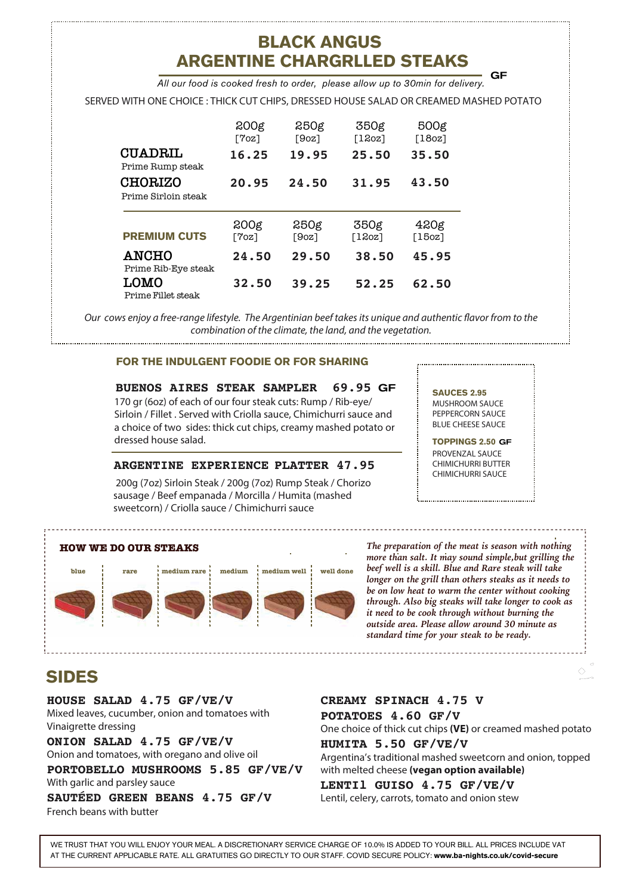# BLACK ANGUS
# ARGENTINE CHARGRLLED STEAKS

GF

*All our food is cooked fresh to order, please allow up to 30min for delivery.*

SERVED WITH ONE CHOICE : THICK CUT CHIPS, DRESSED HOUSE SALAD OR CREAMED MASHED POTATO

| | 200g [7oz] | 250g [9oz] | 350g [12oz] | 500g [18oz] |
|---|---|---|---|---|
| **CUADRIL** Prime Rump steak | 16.25 | 19.95 | 25.50 | 35.50 |
| **CHORIZO** Prime Sirloin steak | 20.95 | 24.50 | 31.95 | 43.50 |

| **PREMIUM CUTS** | 200g [7oz] | 250g [9oz] | 350g [12oz] | 420g [15oz] |
|---|---|---|---|---|
| **ANCHO** Prime Rib-Eye steak | 24.50 | 29.50 | 38.50 | 45.95 |
| **LOMO** Prime Fillet steak | 32.50 | 39.25 | 52.25 | 62.50 |

*Our cows enjoy a free-range lifestyle. The Argentinian beef takes its unique and authentic flavor from to the combination of the climate, the land, and the vegetation.*

## FOR THE INDULGENT FOODIE OR FOR SHARING

**BUENOS AIRES STEAK SAMPLER 69.95 GF**

170 gr (6oz) of each of our four steak cuts: Rump / Rib-eye/ Sirloin / Fillet . Served with Criolla sauce, Chimichurri sauce and a choice of two sides: thick cut chips, creamy mashed potato or dressed house salad.

**ARGENTINE EXPERIENCE PLATTER 47.95**

200g (7oz) Sirloin Steak / 200g (7oz) Rump Steak / Chorizo sausage / Beef empanada / Morcilla / Humita (mashed sweetcorn) / Criolla sauce / Chimichurri sauce

**SAUCES 2.95**

MUSHROOM SAUCE
PEPPERCORN SAUCE
BLUE CHEESE SAUCE

**TOPPINGS 2.50 GF**

PROVENZAL SAUCE
CHIMICHURRI BUTTER
CHIMICHURRI SAUCE

## HOW WE DO OUR STEAKS

blue | rare | medium rare | medium | medium well | well done

*The preparation of the meat is season with nothing more than salt. It may sound simple,but grilling the beef well is a skill. Blue and Rare steak will take longer on the grill than others steaks as it needs to be on low heat to warm the center without cooking through. Also big steaks will take longer to cook as it need to be cook through without burning the outside area. Please allow around 30 minute as standard time for your steak to be ready.*

# SIDES

**HOUSE SALAD 4.75 GF/VE/V**
Mixed leaves, cucumber, onion and tomatoes with Vinaigrette dressing

**ONION SALAD 4.75 GF/VE/V**
Onion and tomatoes, with oregano and olive oil

**PORTOBELLO MUSHROOMS 5.85 GF/VE/V**
With garlic and parsley sauce

**SAUTÉED GREEN BEANS 4.75 GF/V**
French beans with butter

**CREAMY SPINACH 4.75 V**

**POTATOES 4.60 GF/V**
One choice of thick cut chips **(VE)** or creamed mashed potato

**HUMITA 5.50 GF/VE/V**
Argentina's traditional mashed sweetcorn and onion, topped with melted cheese **(vegan option available)**

**LENTIl GUISO 4.75 GF/VE/V**
Lentil, celery, carrots, tomato and onion stew

WE TRUST THAT YOU WILL ENJOY YOUR MEAL. A DISCRETIONARY SERVICE CHARGE OF 10.0% IS ADDED TO YOUR BILL. ALL PRICES INCLUDE VAT AT THE CURRENT APPLICABLE RATE. ALL GRATUITIES GO DIRECTLY TO OUR STAFF. COVID SECURE POLICY: **www.ba-nights.co.uk/covid-secure**